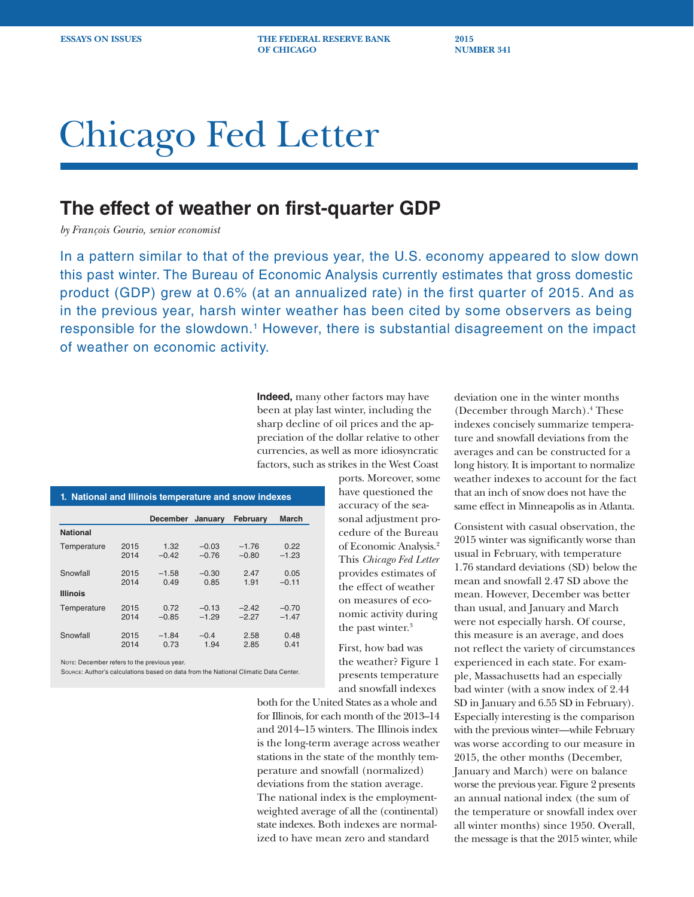# Chicago Fed Letter

## The effect of weather on first-quarter GDP

*by François Gourio, senior economist*

In a pattern similar to that of the previous year, the U.S. economy appeared to slow down this past winter. The Bureau of Economic Analysis currently estimates that gross domestic product (GDP) grew at 0.6% (at an annualized rate) in the first quarter of 2015. And as in the previous year, harsh winter weather has been cited by some observers as being responsible for the slowdown.[1] However, there is substantial disagreement on the impact of weather on economic activity.

**Indeed,** many other factors may have been at play last winter, including the sharp decline of oil prices and the appreciation of the dollar relative to other currencies, as well as more idiosyncratic factors, such as strikes in the West Coast ports. Moreover, some have questioned the accuracy of the seasonal adjustment procedure of the Bureau of Economic Analysis.[2] This *Chicago Fed Letter* provides estimates of the effect of weather on measures of economic activity during the past winter.[3]

**1. National and Illinois temperature and snow indexes**

| | | December | January | February | March |
|---|---|---|---|---|---|
| **National** | | | | | |
| Temperature | 2015 | 1.32 | −0.03 | −1.76 | 0.22 |
| | 2014 | −0.42 | −0.76 | −0.80 | −1.23 |
| Snowfall | 2015 | −1.58 | −0.30 | 2.47 | 0.05 |
| | 2014 | 0.49 | 0.85 | 1.91 | −0.11 |
| **Illinois** | | | | | |
| Temperature | 2015 | 0.72 | −0.13 | −2.42 | −0.70 |
| | 2014 | −0.85 | −1.29 | −2.27 | −1.47 |
| Snowfall | 2015 | −1.84 | −0.4 | 2.58 | 0.48 |
| | 2014 | 0.73 | 1.94 | 2.85 | 0.41 |

Note: December refers to the previous year.
Source: Author's calculations based on data from the National Climatic Data Center.

First, how bad was the weather? Figure 1 presents temperature and snowfall indexes both for the United States as a whole and for Illinois, for each month of the 2013–14 and 2014–15 winters. The Illinois index is the long-term average across weather stations in the state of the monthly temperature and snowfall (normalized) deviations from the station average. The national index is the employment-weighted average of all the (continental) state indexes. Both indexes are normalized to have mean zero and standard deviation one in the winter months (December through March).[4] These indexes concisely summarize temperature and snowfall deviations from the averages and can be constructed for a long history. It is important to normalize weather indexes to account for the fact that an inch of snow does not have the same effect in Minneapolis as in Atlanta.

Consistent with casual observation, the 2015 winter was significantly worse than usual in February, with temperature 1.76 standard deviations (SD) below the mean and snowfall 2.47 SD above the mean. However, December was better than usual, and January and March were not especially harsh. Of course, this measure is an average, and does not reflect the variety of circumstances experienced in each state. For example, Massachusetts had an especially bad winter (with a snow index of 2.44 SD in January and 6.55 SD in February). Especially interesting is the comparison with the previous winter—while February was worse according to our measure in 2015, the other months (December, January and March) were on balance worse the previous year. Figure 2 presents an annual national index (the sum of the temperature or snowfall index over all winter months) since 1950. Overall, the message is that the 2015 winter, while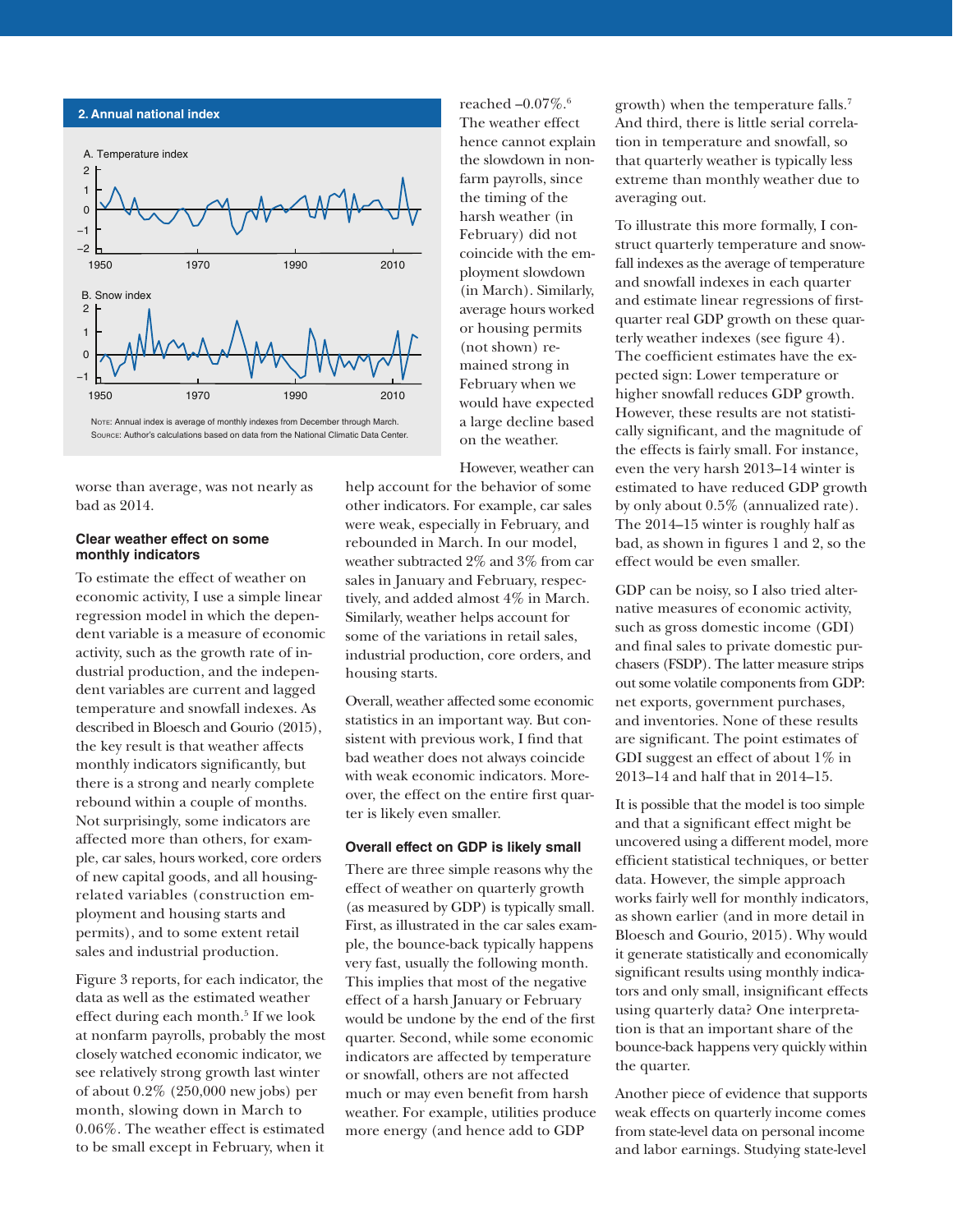**2. Annual national index**

A. Temperature index

B. Snow index

Note: Annual index is average of monthly indexes from December through March.
Source: Author's calculations based on data from the National Climatic Data Center.

worse than average, was not nearly as bad as 2014.

### Clear weather effect on some monthly indicators

To estimate the effect of weather on economic activity, I use a simple linear regression model in which the dependent variable is a measure of economic activity, such as the growth rate of industrial production, and the independent variables are current and lagged temperature and snowfall indexes. As described in Bloesch and Gourio (2015), the key result is that weather affects monthly indicators significantly, but there is a strong and nearly complete rebound within a couple of months. Not surprisingly, some indicators are affected more than others, for example, car sales, hours worked, core orders of new capital goods, and all housing-related variables (construction employment and housing starts and permits), and to some extent retail sales and industrial production.

Figure 3 reports, for each indicator, the data as well as the estimated weather effect during each month.[5] If we look at nonfarm payrolls, probably the most closely watched economic indicator, we see relatively strong growth last winter of about 0.2% (250,000 new jobs) per month, slowing down in March to 0.06%. The weather effect is estimated to be small except in February, when it reached –0.07%.[6] The weather effect hence cannot explain the slowdown in nonfarm payrolls, since the timing of the harsh weather (in February) did not coincide with the employment slowdown (in March). Similarly, average hours worked or housing permits (not shown) remained strong in February when we would have expected a large decline based on the weather.

However, weather can help account for the behavior of some other indicators. For example, car sales were weak, especially in February, and rebounded in March. In our model, weather subtracted 2% and 3% from car sales in January and February, respectively, and added almost 4% in March. Similarly, weather helps account for some of the variations in retail sales, industrial production, core orders, and housing starts.

Overall, weather affected some economic statistics in an important way. But consistent with previous work, I find that bad weather does not always coincide with weak economic indicators. Moreover, the effect on the entire first quarter is likely even smaller.

### Overall effect on GDP is likely small

There are three simple reasons why the effect of weather on quarterly growth (as measured by GDP) is typically small. First, as illustrated in the car sales example, the bounce-back typically happens very fast, usually the following month. This implies that most of the negative effect of a harsh January or February would be undone by the end of the first quarter. Second, while some economic indicators are affected by temperature or snowfall, others are not affected much or may even benefit from harsh weather. For example, utilities produce more energy (and hence add to GDP growth) when the temperature falls.[7] And third, there is little serial correlation in temperature and snowfall, so that quarterly weather is typically less extreme than monthly weather due to averaging out.

To illustrate this more formally, I construct quarterly temperature and snowfall indexes as the average of temperature and snowfall indexes in each quarter and estimate linear regressions of first-quarter real GDP growth on these quarterly weather indexes (see figure 4). The coefficient estimates have the expected sign: Lower temperature or higher snowfall reduces GDP growth. However, these results are not statistically significant, and the magnitude of the effects is fairly small. For instance, even the very harsh 2013–14 winter is estimated to have reduced GDP growth by only about 0.5% (annualized rate). The 2014–15 winter is roughly half as bad, as shown in figures 1 and 2, so the effect would be even smaller.

GDP can be noisy, so I also tried alternative measures of economic activity, such as gross domestic income (GDI) and final sales to private domestic purchasers (FSDP). The latter measure strips out some volatile components from GDP: net exports, government purchases, and inventories. None of these results are significant. The point estimates of GDI suggest an effect of about 1% in 2013–14 and half that in 2014–15.

It is possible that the model is too simple and that a significant effect might be uncovered using a different model, more efficient statistical techniques, or better data. However, the simple approach works fairly well for monthly indicators, as shown earlier (and in more detail in Bloesch and Gourio, 2015). Why would it generate statistically and economically significant results using monthly indicators and only small, insignificant effects using quarterly data? One interpretation is that an important share of the bounce-back happens very quickly within the quarter.

Another piece of evidence that supports weak effects on quarterly income comes from state-level data on personal income and labor earnings. Studying state-level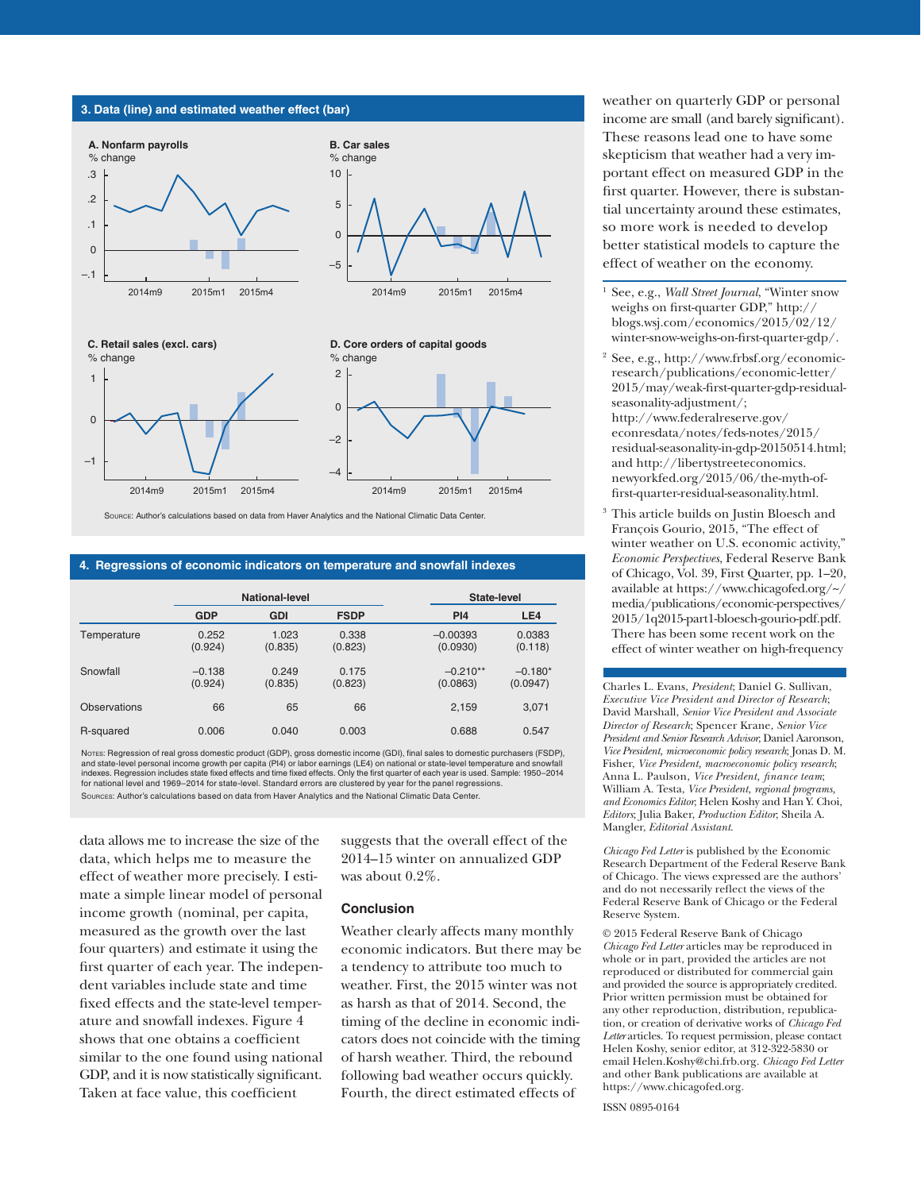**3. Data (line) and estimated weather effect (bar)**

A. Nonfarm payrolls — % change

B. Car sales — % change

C. Retail sales (excl. cars) — % change

D. Core orders of capital goods — % change

Source: Author's calculations based on data from Haver Analytics and the National Climatic Data Center.

**4. Regressions of economic indicators on temperature and snowfall indexes**

| | National-level | | | State-level | |
|---|---|---|---|---|---|
| | GDP | GDI | FSDP | PI4 | LE4 |
| Temperature | 0.252 (0.924) | 1.023 (0.835) | 0.338 (0.823) | –0.00393 (0.0930) | 0.0383 (0.118) |
| Snowfall | –0.138 (0.924) | 0.249 (0.835) | 0.175 (0.823) | –0.210** (0.0863) | –0.180* (0.0947) |
| Observations | 66 | 65 | 66 | 2,159 | 3,071 |
| R-squared | 0.006 | 0.040 | 0.003 | 0.688 | 0.547 |

Notes: Regression of real gross domestic product (GDP), gross domestic income (GDI), final sales to domestic purchasers (FSDP), and state-level personal income growth per capita (PI4) or labor earnings (LE4) on national or state-level temperature and snowfall indexes. Regression includes state fixed effects and time fixed effects. Only the first quarter of each year is used. Sample: 1950–2014 for national level and 1969–2014 for state-level. Standard errors are clustered by year for the panel regressions.

Sources: Author's calculations based on data from Haver Analytics and the National Climatic Data Center.

data allows me to increase the size of the data, which helps me to measure the effect of weather more precisely. I estimate a simple linear model of personal income growth (nominal, per capita, measured as the growth over the last four quarters) and estimate it using the first quarter of each year. The independent variables include state and time fixed effects and the state-level temperature and snowfall indexes. Figure 4 shows that one obtains a coefficient similar to the one found using national GDP, and it is now statistically significant. Taken at face value, this coefficient suggests that the overall effect of the 2014–15 winter on annualized GDP was about 0.2%.

## Conclusion

Weather clearly affects many monthly economic indicators. But there may be a tendency to attribute too much to weather. First, the 2015 winter was not as harsh as that of 2014. Second, the timing of the decline in economic indicators does not coincide with the timing of harsh weather. Third, the rebound following bad weather occurs quickly. Fourth, the direct estimated effects of weather on quarterly GDP or personal income are small (and barely significant). These reasons lead one to have some skepticism that weather had a very important effect on measured GDP in the first quarter. However, there is substantial uncertainty around these estimates, so more work is needed to develop better statistical models to capture the effect of weather on the economy.

[1] See, e.g., *Wall Street Journal*, "Winter snow weighs on first-quarter GDP," http://blogs.wsj.com/economics/2015/02/12/winter-snow-weighs-on-first-quarter-gdp/.

[2] See, e.g., http://www.frbsf.org/economic-research/publications/economic-letter/2015/may/weak-first-quarter-gdp-residual-seasonality-adjustment/; http://www.federalreserve.gov/econresdata/notes/feds-notes/2015/residual-seasonality-in-gdp-20150514.html; and http://libertystreeteconomics.newyorkfed.org/2015/06/the-myth-of-first-quarter-residual-seasonality.html.

[3] This article builds on Justin Bloesch and François Gourio, 2015, "The effect of winter weather on U.S. economic activity," *Economic Perspectives*, Federal Reserve Bank of Chicago, Vol. 39, First Quarter, pp. 1–20, available at https://www.chicagofed.org/~/media/publications/economic-perspectives/2015/1q2015-part1-bloesch-gourio-pdf.pdf. There has been some recent work on the effect of winter weather on high-frequency

Charles L. Evans, *President*; Daniel G. Sullivan, *Executive Vice President and Director of Research*; David Marshall, *Senior Vice President and Associate Director of Research*; Spencer Krane, *Senior Vice President and Senior Research Advisor*; Daniel Aaronson, *Vice President, microeconomic policy research*; Jonas D. M. Fisher, *Vice President, macroeconomic policy research*; Anna L. Paulson, *Vice President, finance team*; William A. Testa, *Vice President, regional programs, and Economics Editor*; Helen Koshy and Han Y. Choi, *Editors*; Julia Baker, *Production Editor*; Sheila A. Mangler, *Editorial Assistant.*

*Chicago Fed Letter* is published by the Economic Research Department of the Federal Reserve Bank of Chicago. The views expressed are the authors' and do not necessarily reflect the views of the Federal Reserve Bank of Chicago or the Federal Reserve System.

© 2015 Federal Reserve Bank of Chicago
*Chicago Fed Letter* articles may be reproduced in whole or in part, provided the articles are not reproduced or distributed for commercial gain and provided the source is appropriately credited. Prior written permission must be obtained for any other reproduction, distribution, republication, or creation of derivative works of *Chicago Fed Letter* articles. To request permission, please contact Helen Koshy, senior editor, at 312-322-5830 or email Helen.Koshy@chi.frb.org. *Chicago Fed Letter* and other Bank publications are available at https://www.chicagofed.org.

ISSN 0895-0164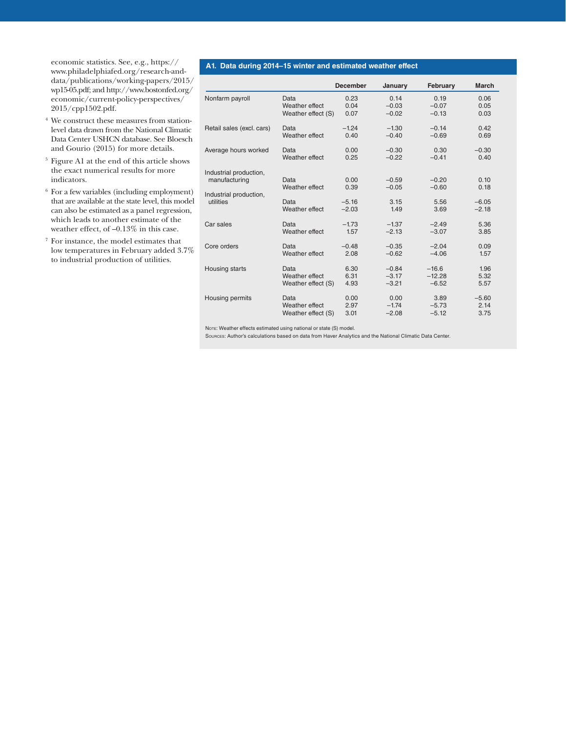economic statistics. See, e.g., https://www.philadelphiafed.org/research-and-data/publications/working-papers/2015/wp15-05.pdf; and http://www.bostonfed.org/economic/current-policy-perspectives/2015/cpp1502.pdf.

[4] We construct these measures from station-level data drawn from the National Climatic Data Center USHCN database. See Bloesch and Gourio (2015) for more details.

[5] Figure A1 at the end of this article shows the exact numerical results for more indicators.

[6] For a few variables (including employment) that are available at the state level, this model can also be estimated as a panel regression, which leads to another estimate of the weather effect, of –0.13% in this case.

[7] For instance, the model estimates that low temperatures in February added 3.7% to industrial production of utilities.

**A1. Data during 2014–15 winter and estimated weather effect**

| | | December | January | February | March |
|---|---|---|---|---|---|
| Nonfarm payroll | Data | 0.23 | 0.14 | 0.19 | 0.06 |
| | Weather effect | 0.04 | −0.03 | −0.07 | 0.05 |
| | Weather effect (S) | 0.07 | −0.02 | −0.13 | 0.03 |
| Retail sales (excl. cars) | Data | −1.24 | −1.30 | −0.14 | 0.42 |
| | Weather effect | 0.40 | −0.40 | −0.69 | 0.69 |
| Average hours worked | Data | 0.00 | −0.30 | 0.30 | −0.30 |
| | Weather effect | 0.25 | −0.22 | −0.41 | 0.40 |
| Industrial production, manufacturing | Data | 0.00 | −0.59 | −0.20 | 0.10 |
| | Weather effect | 0.39 | −0.05 | −0.60 | 0.18 |
| Industrial production, utilities | Data | −5.16 | 3.15 | 5.56 | −6.05 |
| | Weather effect | −2.03 | 1.49 | 3.69 | −2.18 |
| Car sales | Data | −1.73 | −1.37 | −2.49 | 5.36 |
| | Weather effect | 1.57 | −2.13 | −3.07 | 3.85 |
| Core orders | Data | −0.48 | −0.35 | −2.04 | 0.09 |
| | Weather effect | 2.08 | −0.62 | −4.06 | 1.57 |
| Housing starts | Data | 6.30 | −0.84 | −16.6 | 1.96 |
| | Weather effect | 6.31 | −3.17 | −12.28 | 5.32 |
| | Weather effect (S) | 4.93 | −3.21 | −6.52 | 5.57 |
| Housing permits | Data | 0.00 | 0.00 | 3.89 | −5.60 |
| | Weather effect | 2.97 | −1.74 | −5.73 | 2.14 |
| | Weather effect (S) | 3.01 | −2.08 | −5.12 | 3.75 |

Note: Weather effects estimated using national or state (S) model.

Sources: Author's calculations based on data from Haver Analytics and the National Climatic Data Center.